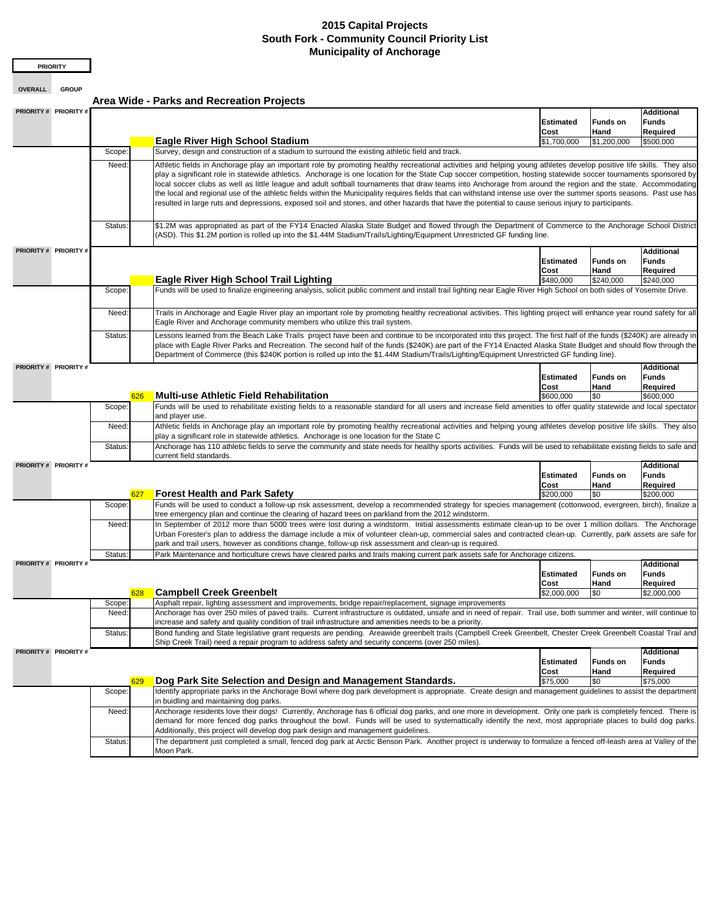# 2015 Capital Projects
## South Fork - Community Council Priority List
## Municipality of Anchorage

**PRIORITY**

**OVERALL** **GROUP**

### Area Wide - Parks and Recreation Projects

| PRIORITY # | PRIORITY # | | Project | Estimated Cost | Funds on Hand | Additional Funds Required |
|---|---|---|---|---|---|---|
| | | | **Eagle River High School Stadium** | $1,700,000 | $1,200,000 | $500,000 |

**Scope:** Survey, design and construction of a stadium to surround the existing athletic field and track.

**Need:** Athletic fields in Anchorage play an important role by promoting healthy recreational activities and helping young athletes develop positive life skills. They also play a significant role in statewide athletics. Anchorage is one location for the State Cup soccer competition, hosting statewide soccer tournaments sponsored by local soccer clubs as well as little league and adult softball tournaments that draw teams into Anchorage from around the region and the state. Accommodating the local and regional use of the athletic fields within the Municipality requires fields that can withstand intense use over the summer sports seasons. Past use has resulted in large ruts and depressions, exposed soil and stones, and other hazards that have the potential to cause serious injury to participants.

**Status:** $1.2M was appropriated as part of the FY14 Enacted Alaska State Budget and flowed through the Department of Commerce to the Anchorage School District (ASD). This $1.2M portion is rolled up into the $1.44M Stadium/Trails/Lighting/Equipment Unrestricted GF funding line.

| PRIORITY # | PRIORITY # | | Project | Estimated Cost | Funds on Hand | Additional Funds Required |
|---|---|---|---|---|---|---|
| | | | **Eagle River High School Trail Lighting** | $480,000 | $240,000 | $240,000 |

**Scope:** Funds will be used to finalize engineering analysis, solicit public comment and install trail lighting near Eagle River High School on both sides of Yosemite Drive.

**Need:** Trails in Anchorage and Eagle River play an important role by promoting healthy recreational activities. This lighting project will enhance year round safety for all Eagle River and Anchorage community members who utilize this trail system.

**Status:** Lessons learned from the Beach Lake Trails project have been and continue to be incorporated into this project. The first half of the funds ($240K) are already in place with Eagle River Parks and Recreation. The second half of the funds ($240K) are part of the FY14 Enacted Alaska State Budget and should flow through the Department of Commerce (this $240K portion is rolled up into the $1.44M Stadium/Trails/Lighting/Equipment Unrestricted GF funding line).

| PRIORITY # | PRIORITY # | | Project | Estimated Cost | Funds on Hand | Additional Funds Required |
|---|---|---|---|---|---|---|
| | | 626 | **Multi-use Athletic Field Rehabilitation** | $600,000 | $0 | $600,000 |

**Scope:** Funds will be used to rehabilitate existing fields to a reasonable standard for all users and increase field amenities to offer quality statewide and local spectator and player use.

**Need:** Athletic fields in Anchorage play an important role by promoting healthy recreational activities and helping young athletes develop positive life skills. They also play a significant role in statewide athletics. Anchorage is one location for the State C

**Status:** Anchorage has 110 athletic fields to serve the community and state needs for healthy sports activities. Funds will be used to rehabilitate existing fields to safe and current field standards.

| PRIORITY # | PRIORITY # | | Project | Estimated Cost | Funds on Hand | Additional Funds Required |
|---|---|---|---|---|---|---|
| | | 627 | **Forest Health and Park Safety** | $200,000 | $0 | $200,000 |

**Scope:** Funds will be used to conduct a follow-up risk assessment, develop a recommended strategy for species management (cottonwood, evergreen, birch), finalize a tree emergency plan and continue the clearing of hazard trees on parkland from the 2012 windstorm.

**Need:** In September of 2012 more than 5000 trees were lost during a windstorm. Initial assessments estimate clean-up to be over 1 million dollars. The Anchorage Urban Forester's plan to address the damage include a mix of volunteer clean-up, commercial sales and contracted clean-up. Currently, park assets are safe for park and trail users, however as conditions change, follow-up risk assessment and clean-up is required.

**Status:** Park Maintenance and horticulture crews have cleared parks and trails making current park assets safe for Anchorage citizens.

| PRIORITY # | PRIORITY # | | Project | Estimated Cost | Funds on Hand | Additional Funds Required |
|---|---|---|---|---|---|---|
| | | 628 | **Campbell Creek Greenbelt** | $2,000,000 | $0 | $2,000,000 |

**Scope:** Asphalt repair, lighting assessment and improvements, bridge repair/replacement, signage improvements

**Need:** Anchorage has over 250 miles of paved trails. Current infrastructure is outdated, unsafe and in need of repair. Trail use, both summer and winter, will continue to increase and safety and quality condition of trail infrastructure and amenities needs to be a priority.

**Status:** Bond funding and State legislative grant requests are pending. Areawide greenbelt trails (Campbell Creek Greenbelt, Chester Creek Greenbelt Coastal Trail and Ship Creek Trail) need a repair program to address safety and security concerns (over 250 miles).

| PRIORITY # | PRIORITY # | | Project | Estimated Cost | Funds on Hand | Additional Funds Required |
|---|---|---|---|---|---|---|
| | | 629 | **Dog Park Site Selection and Design and Management Standards.** | $75,000 | $0 | $75,000 |

**Scope:** Identify appropriate parks in the Anchorage Bowl where dog park development is appropriate. Create design and management guidelines to assist the department in buidling and maintaining dog parks.

**Need:** Anchorage residents love their dogs! Currently, Anchorage has 6 official dog parks, and one more in development. Only one park is completely fenced. There is demand for more fenced dog parks throughout the bowl. Funds will be used to systemattically identify the next, most appropriate places to build dog parks. Additionally, this project will develop dog park design and management guidelines.

**Status:** The department just completed a small, fenced dog park at Arctic Benson Park. Another project is underway to formalize a fenced off-leash area at Valley of the Moon Park.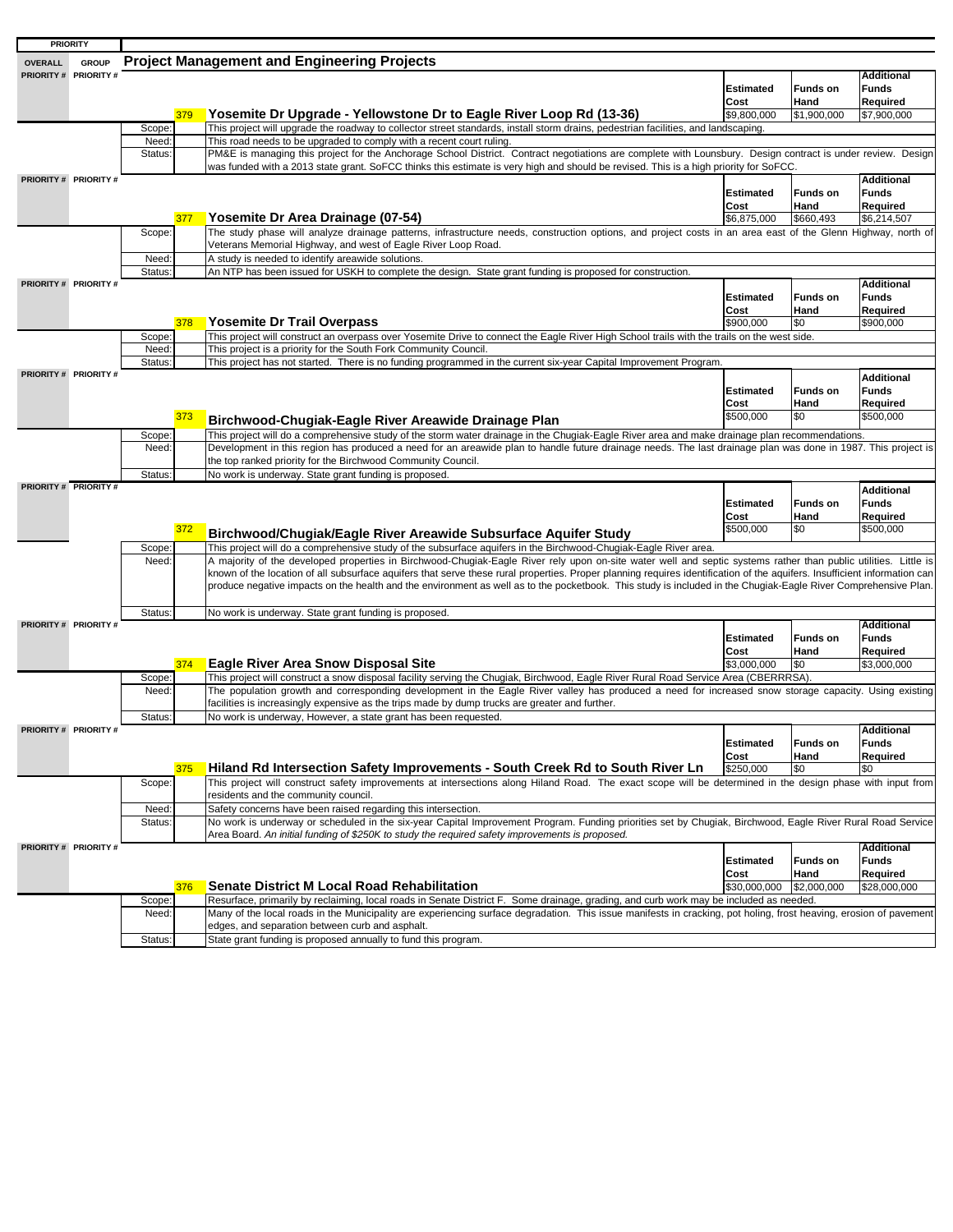## Project Management and Engineering Projects

| Overall Priority # | Group Priority # | | Project | Estimated Cost | Funds on Hand | Additional Funds Required |
|---|---|---|---|---|---|---|
| | | 379 | **Yosemite Dr Upgrade - Yellowstone Dr to Eagle River Loop Rd (13-36)** | $9,800,000 | $1,900,000 | $7,900,000 |

- **Scope:** This project will upgrade the roadway to collector street standards, install storm drains, pedestrian facilities, and landscaping.
- **Need:** This road needs to be upgraded to comply with a recent court ruling.
- **Status:** PM&E is managing this project for the Anchorage School District. Contract negotiations are complete with Lounsbury. Design contract is under review. Design was funded with a 2013 state grant. SoFCC thinks this estimate is very high and should be revised. This is a high priority for SoFCC.

| Overall Priority # | Group Priority # | | Project | Estimated Cost | Funds on Hand | Additional Funds Required |
|---|---|---|---|---|---|---|
| | | 377 | **Yosemite Dr Area Drainage (07-54)** | $6,875,000 | $660,493 | $6,214,507 |

- **Scope:** The study phase will analyze drainage patterns, infrastructure needs, construction options, and project costs in an area east of the Glenn Highway, north of Veterans Memorial Highway, and west of Eagle River Loop Road.
- **Need:** A study is needed to identify areawide solutions.
- **Status:** An NTP has been issued for USKH to complete the design. State grant funding is proposed for construction.

| Overall Priority # | Group Priority # | | Project | Estimated Cost | Funds on Hand | Additional Funds Required |
|---|---|---|---|---|---|---|
| | | 378 | **Yosemite Dr Trail Overpass** | $900,000 | $0 | $900,000 |

- **Scope:** This project will construct an overpass over Yosemite Drive to connect the Eagle River High School trails with the trails on the west side.
- **Need:** This project is a priority for the South Fork Community Council.
- **Status:** This project has not started. There is no funding programmed in the current six-year Capital Improvement Program.

| Overall Priority # | Group Priority # | | Project | Estimated Cost | Funds on Hand | Additional Funds Required |
|---|---|---|---|---|---|---|
| | | 373 | **Birchwood-Chugiak-Eagle River Areawide Drainage Plan** | $500,000 | $0 | $500,000 |

- **Scope:** This project will do a comprehensive study of the storm water drainage in the Chugiak-Eagle River area and make drainage plan recommendations.
- **Need:** Development in this region has produced a need for an areawide plan to handle future drainage needs. The last drainage plan was done in 1987. This project is the top ranked priority for the Birchwood Community Council.
- **Status:** No work is underway. State grant funding is proposed.

| Overall Priority # | Group Priority # | | Project | Estimated Cost | Funds on Hand | Additional Funds Required |
|---|---|---|---|---|---|---|
| | | 372 | **Birchwood/Chugiak/Eagle River Areawide Subsurface Aquifer Study** | $500,000 | $0 | $500,000 |

- **Scope:** This project will do a comprehensive study of the subsurface aquifers in the Birchwood-Chugiak-Eagle River area.
- **Need:** A majority of the developed properties in Birchwood-Chugiak-Eagle River rely upon on-site water well and septic systems rather than public utilities. Little is known of the location of all subsurface aquifers that serve these rural properties. Proper planning requires identification of the aquifers. Insufficient information can produce negative impacts on the health and the environment as well as to the pocketbook. This study is included in the Chugiak-Eagle River Comprehensive Plan.
- **Status:** No work is underway. State grant funding is proposed.

| Overall Priority # | Group Priority # | | Project | Estimated Cost | Funds on Hand | Additional Funds Required |
|---|---|---|---|---|---|---|
| | | 374 | **Eagle River Area Snow Disposal Site** | $3,000,000 | $0 | $3,000,000 |

- **Scope:** This project will construct a snow disposal facility serving the Chugiak, Birchwood, Eagle River Rural Road Service Area (CBERRRSA).
- **Need:** The population growth and corresponding development in the Eagle River valley has produced a need for increased snow storage capacity. Using existing facilities is increasingly expensive as the trips made by dump trucks are greater and further.
- **Status:** No work is underway, However, a state grant has been requested.

| Overall Priority # | Group Priority # | | Project | Estimated Cost | Funds on Hand | Additional Funds Required |
|---|---|---|---|---|---|---|
| | | 375 | **Hiland Rd Intersection Safety Improvements - South Creek Rd to South River Ln** | $250,000 | $0 | $0 |

- **Scope:** This project will construct safety improvements at intersections along Hiland Road. The exact scope will be determined in the design phase with input from residents and the community council.
- **Need:** Safety concerns have been raised regarding this intersection.
- **Status:** No work is underway or scheduled in the six-year Capital Improvement Program. Funding priorities set by Chugiak, Birchwood, Eagle River Rural Road Service Area Board. *An initial funding of $250K to study the required safety improvements is proposed.*

| Overall Priority # | Group Priority # | | Project | Estimated Cost | Funds on Hand | Additional Funds Required |
|---|---|---|---|---|---|---|
| | | 376 | **Senate District M Local Road Rehabilitation** | $30,000,000 | $2,000,000 | $28,000,000 |

- **Scope:** Resurface, primarily by reclaiming, local roads in Senate District F. Some drainage, grading, and curb work may be included as needed.
- **Need:** Many of the local roads in the Municipality are experiencing surface degradation. This issue manifests in cracking, pot holing, frost heaving, erosion of pavement edges, and separation between curb and asphalt.
- **Status:** State grant funding is proposed annually to fund this program.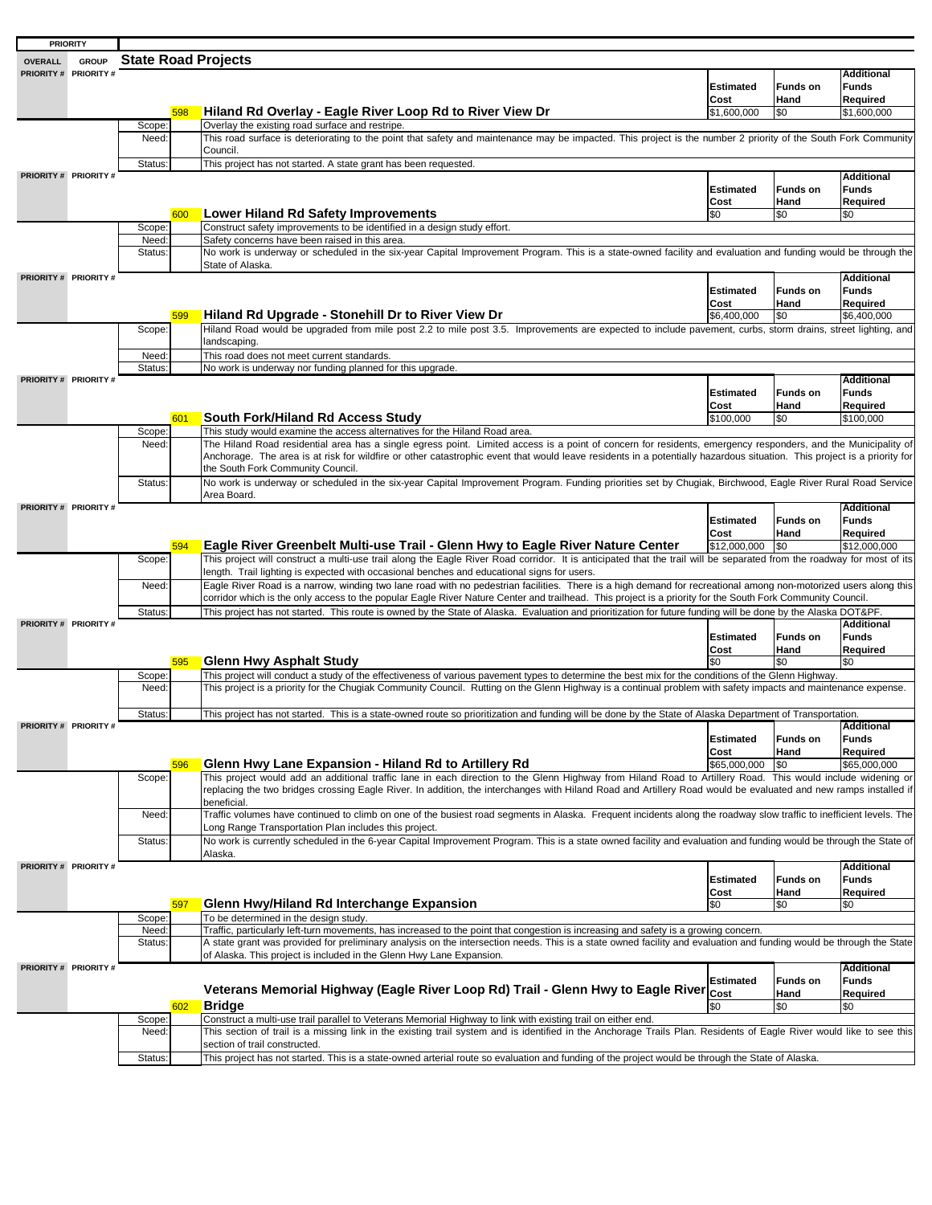## State Road Projects

| OVERALL PRIORITY # | GROUP PRIORITY # | | # | Project | Estimated Cost | Funds on Hand | Additional Funds Required |
|---|---|---|---|---|---|---|---|
| | | | 598 | **Hiland Rd Overlay - Eagle River Loop Rd to River View Dr** | $1,600,000 | $0 | $1,600,000 |
| | | Scope: | | Overlay the existing road surface and restripe. | | | |
| | | Need: | | This road surface is deteriorating to the point that safety and maintenance may be impacted. This project is the number 2 priority of the South Fork Community Council. | | | |
| | | Status: | | This project has not started. A state grant has been requested. | | | |
| | | | 600 | **Lower Hiland Rd Safety Improvements** | $0 | $0 | $0 |
| | | Scope: | | Construct safety improvements to be identified in a design study effort. | | | |
| | | Need: | | Safety concerns have been raised in this area. | | | |
| | | Status: | | No work is underway or scheduled in the six-year Capital Improvement Program. This is a state-owned facility and evaluation and funding would be through the State of Alaska. | | | |
| | | | 599 | **Hiland Rd Upgrade - Stonehill Dr to River View Dr** | $6,400,000 | $0 | $6,400,000 |
| | | Scope: | | Hiland Road would be upgraded from mile post 2.2 to mile post 3.5. Improvements are expected to include pavement, curbs, storm drains, street lighting, and landscaping. | | | |
| | | Need: | | This road does not meet current standards. | | | |
| | | Status: | | No work is underway nor funding planned for this upgrade. | | | |
| | | | 601 | **South Fork/Hiland Rd Access Study** | $100,000 | $0 | $100,000 |
| | | Scope: | | This study would examine the access alternatives for the Hiland Road area. | | | |
| | | Need: | | The Hiland Road residential area has a single egress point. Limited access is a point of concern for residents, emergency responders, and the Municipality of Anchorage. The area is at risk for wildfire or other catastrophic event that would leave residents in a potentially hazardous situation. This project is a priority for the South Fork Community Council. | | | |
| | | Status: | | No work is underway or scheduled in the six-year Capital Improvement Program. Funding priorities set by Chugiak, Birchwood, Eagle River Rural Road Service Area Board. | | | |
| | | | 594 | **Eagle River Greenbelt Multi-use Trail - Glenn Hwy to Eagle River Nature Center** | $12,000,000 | $0 | $12,000,000 |
| | | Scope: | | This project will construct a multi-use trail along the Eagle River Road corridor. It is anticipated that the trail will be separated from the roadway for most of its length. Trail lighting is expected with occasional benches and educational signs for users. | | | |
| | | Need: | | Eagle River Road is a narrow, winding two lane road with no pedestrian facilities. There is a high demand for recreational among non-motorized users along this corridor which is the only access to the popular Eagle River Nature Center and trailhead. This project is a priority for the South Fork Community Council. | | | |
| | | Status: | | This project has not started. This route is owned by the State of Alaska. Evaluation and prioritization for future funding will be done by the Alaska DOT&PF. | | | |
| | | | 595 | **Glenn Hwy Asphalt Study** | $0 | $0 | $0 |
| | | Scope: | | This project will conduct a study of the effectiveness of various pavement types to determine the best mix for the conditions of the Glenn Highway. | | | |
| | | Need: | | This project is a priority for the Chugiak Community Council. Rutting on the Glenn Highway is a continual problem with safety impacts and maintenance expense. | | | |
| | | Status: | | This project has not started. This is a state-owned route so prioritization and funding will be done by the State of Alaska Department of Transportation. | | | |
| | | | 596 | **Glenn Hwy Lane Expansion - Hiland Rd to Artillery Rd** | $65,000,000 | $0 | $65,000,000 |
| | | Scope: | | This project would add an additional traffic lane in each direction to the Glenn Highway from Hiland Road to Artillery Road. This would include widening or replacing the two bridges crossing Eagle River. In addition, the interchanges with Hiland Road and Artillery Road would be evaluated and new ramps installed if beneficial. | | | |
| | | Need: | | Traffic volumes have continued to climb on one of the busiest road segments in Alaska. Frequent incidents along the roadway slow traffic to inefficient levels. The Long Range Transportation Plan includes this project. | | | |
| | | Status: | | No work is currently scheduled in the 6-year Capital Improvement Program. This is a state owned facility and evaluation and funding would be through the State of Alaska. | | | |
| | | | 597 | **Glenn Hwy/Hiland Rd Interchange Expansion** | $0 | $0 | $0 |
| | | Scope: | | To be determined in the design study. | | | |
| | | Need: | | Traffic, particularly left-turn movements, has increased to the point that congestion is increasing and safety is a growing concern. | | | |
| | | Status: | | A state grant was provided for preliminary analysis on the intersection needs. This is a state owned facility and evaluation and funding would be through the State of Alaska. This project is included in the Glenn Hwy Lane Expansion. | | | |
| | | | 602 | **Veterans Memorial Highway (Eagle River Loop Rd) Trail - Glenn Hwy to Eagle River Bridge** | $0 | $0 | $0 |
| | | Scope: | | Construct a multi-use trail parallel to Veterans Memorial Highway to link with existing trail on either end. | | | |
| | | Need: | | This section of trail is a missing link in the existing trail system and is identified in the Anchorage Trails Plan. Residents of Eagle River would like to see this section of trail constructed. | | | |
| | | Status: | | This project has not started. This is a state-owned arterial route so evaluation and funding of the project would be through the State of Alaska. | | | |